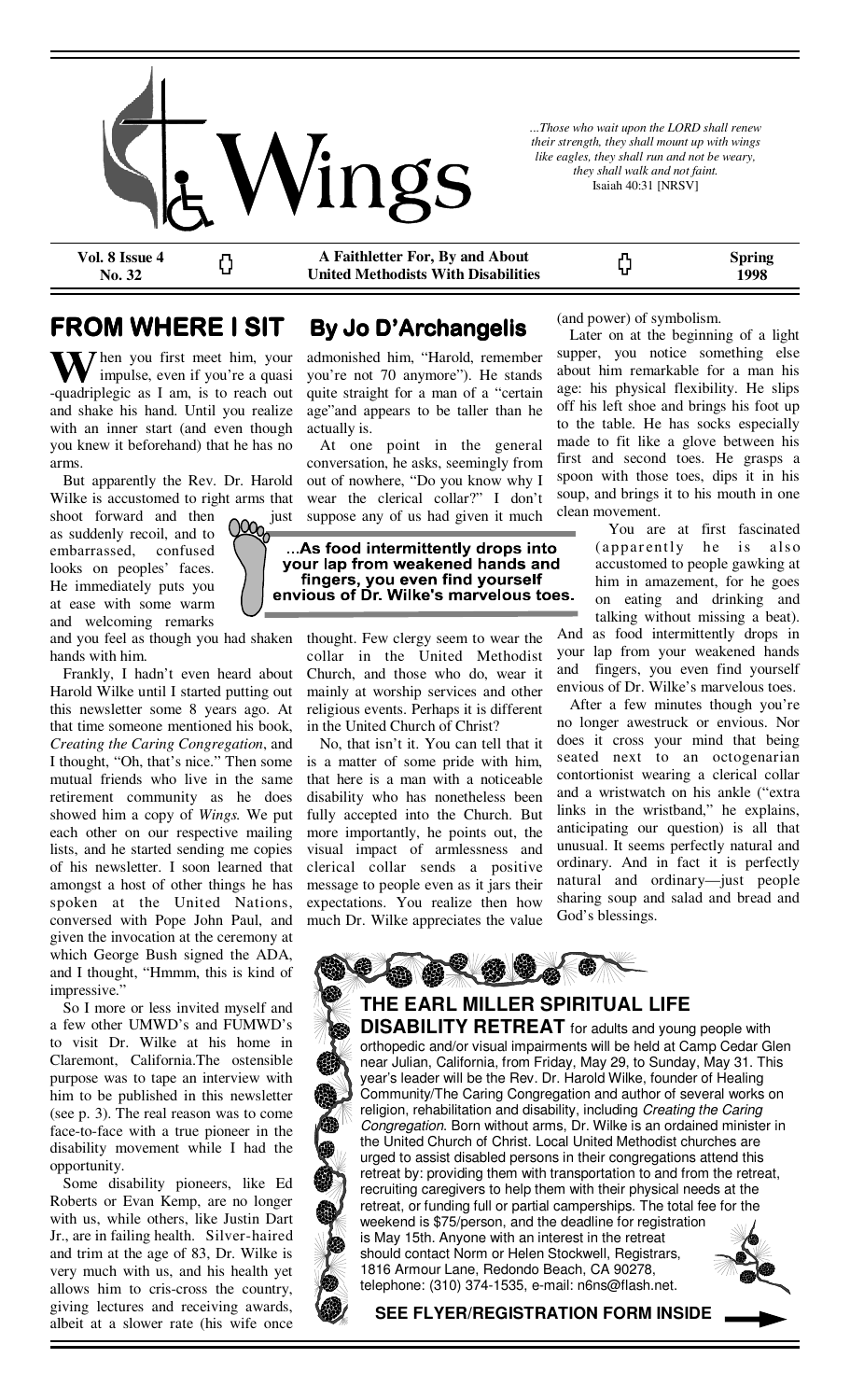# Wings

*...Those who wait upon the LORD shall renew their strength, they shall mount up with wings like eagles, they shall run and not be weary, they shall walk and not faint.* Isaiah 40:31 [NRSV]

**Vol. 8 Issue 4 No. 32** | **A Faithletter For, By and About United Methodists With Disabilities** | **Spring 1998**

## FROM WHERE I SIT By Jo D'Archangelis

When you first meet him, your impulse, even if you're a quasi-quadriplegic as I am, is to reach out and shake his hand. Until you realize with an inner start (and even though you knew it beforehand) that he has no arms.

But apparently the Rev. Dr. Harold Wilke is accustomed to right arms that shoot forward and then just as suddenly recoil, and to embarrassed, confused looks on peoples' faces. He immediately puts you at ease with some warm and welcoming remarks and you feel as though you had shaken hands with him.

Frankly, I hadn't even heard about Harold Wilke until I started putting out this newsletter some 8 years ago. At that time someone mentioned his book, *Creating the Caring Congregation*, and I thought, "Oh, that's nice." Then some mutual friends who live in the same retirement community as he does showed him a copy of *Wings*. We put each other on our respective mailing lists, and he started sending me copies of his newsletter. I soon learned that amongst a host of other things he has spoken at the United Nations, conversed with Pope John Paul, and given the invocation at the ceremony at which George Bush signed the ADA, and I thought, "Hmmm, this is kind of impressive."

So I more or less invited myself and a few other UMWD's and FUMWD's to visit Dr. Wilke at his home in Claremont, California.The ostensible purpose was to tape an interview with him to be published in this newsletter (see p. 3). The real reason was to come face-to-face with a true pioneer in the disability movement while I had the opportunity.

Some disability pioneers, like Ed Roberts or Evan Kemp, are no longer with us, while others, like Justin Dart Jr., are in failing health. Silver-haired and trim at the age of 83, Dr. Wilke is very much with us, and his health yet allows him to cris-cross the country, giving lectures and receiving awards, albeit at a slower rate (his wife once admonished him, "Harold, remember you're not 70 anymore"). He stands quite straight for a man of a "certain age"and appears to be taller than he actually is.

At one point in the general conversation, he asks, seemingly from out of nowhere, "Do you know why I wear the clerical collar?" I don't suppose any of us had given it much thought. Few clergy seem to wear the collar in the United Methodist Church, and those who do, wear it mainly at worship services and other religious events. Perhaps it is different in the United Church of Christ?

> **...As food intermittently drops into your lap from weakened hands and fingers, you even find yourself envious of Dr. Wilke's marvelous toes.**

No, that isn't it. You can tell that it is a matter of some pride with him, that here is a man with a noticeable disability who has nonetheless been fully accepted into the Church. But more importantly, he points out, the visual impact of armlessness and clerical collar sends a positive message to people even as it jars their expectations. You realize then how much Dr. Wilke appreciates the value (and power) of symbolism.

Later on at the beginning of a light supper, you notice something else about him remarkable for a man his age: his physical flexibility. He slips off his left shoe and brings his foot up to the table. He has socks especially made to fit like a glove between his first and second toes. He grasps a spoon with those toes, dips it in his soup, and brings it to his mouth in one clean movement.

You are at first fascinated (apparently he is also accustomed to people gawking at him in amazement, for he goes on eating and drinking and talking without missing a beat). And as food intermittently drops in your lap from your weakened hands and fingers, you even find yourself envious of Dr. Wilke's marvelous toes.

After a few minutes though you're no longer awestruck or envious. Nor does it cross your mind that being seated next to an octogenarian contortionist wearing a clerical collar and a wristwatch on his ankle ("extra links in the wristband," he explains, anticipating our question) is all that unusual. It seems perfectly natural and ordinary. And in fact it is perfectly natural and ordinary—just people sharing soup and salad and bread and God's blessings.

## THE EARL MILLER SPIRITUAL LIFE DISABILITY RETREAT

**THE EARL MILLER SPIRITUAL LIFE DISABILITY RETREAT** for adults and young people with orthopedic and/or visual impairments will be held at Camp Cedar Glen near Julian, California, from Friday, May 29, to Sunday, May 31. This year's leader will be the Rev. Dr. Harold Wilke, founder of Healing Community/The Caring Congregation and author of several works on religion, rehabilitation and disability, including *Creating the Caring Congregation*. Born without arms, Dr. Wilke is an ordained minister in the United Church of Christ. Local United Methodist churches are urged to assist disabled persons in their congregations attend this retreat by: providing them with transportation to and from the retreat, recruiting caregivers to help them with their physical needs at the retreat, or funding full or partial camperships. The total fee for the weekend is $75/person, and the deadline for registration is May 15th. Anyone with an interest in the retreat should contact Norm or Helen Stockwell, Registrars, 1816 Armour Lane, Redondo Beach, CA 90278, telephone: (310) 374-1535, e-mail: n6ns@flash.net.

**SEE FLYER/REGISTRATION FORM INSIDE**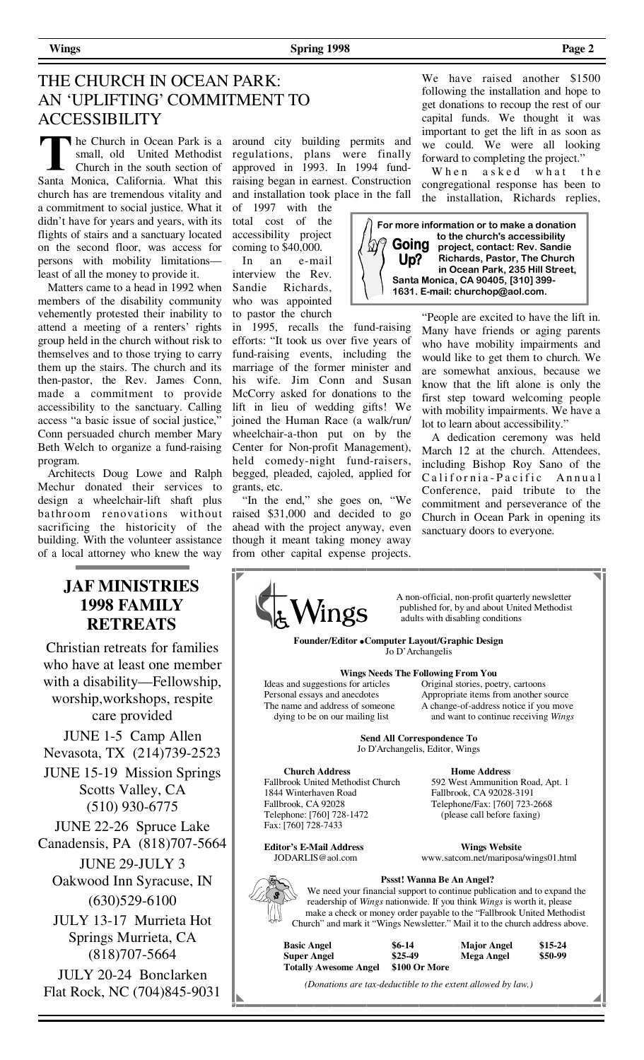# THE CHURCH IN OCEAN PARK: AN 'UPLIFTING' COMMITMENT TO ACCESSIBILITY

The Church in Ocean Park is a small, old United Methodist Church in the south section of Santa Monica, California. What this church has are tremendous vitality and a commitment to social justice. What it didn't have for years and years, with its flights of stairs and a sanctuary located on the second floor, was access for persons with mobility limitations—least of all the money to provide it.

Matters came to a head in 1992 when members of the disability community vehemently protested their inability to attend a meeting of a renters' rights group held in the church without risk to themselves and to those trying to carry them up the stairs. The church and its then-pastor, the Rev. James Conn, made a commitment to provide accessibility to the sanctuary. Calling access "a basic issue of social justice," Conn persuaded church member Mary Beth Welch to organize a fund-raising program.

Architects Doug Lowe and Ralph Mechur donated their services to design a wheelchair-lift shaft plus bathroom renovations without sacrificing the historicity of the building. With the volunteer assistance of a local attorney who knew the way around city building permits and regulations, plans were finally approved in 1993. In 1994 fund-raising began in earnest. Construction and installation took place in the fall of 1997 with the total cost of the accessibility project coming to $40,000.

In an e-mail interview the Rev. Sandie Richards, who was appointed to pastor the church in 1995, recalls the fund-raising efforts: "It took us over five years of fund-raising events, including the marriage of the former minister and his wife. Jim Conn and Susan McCorry asked for donations to the lift in lieu of wedding gifts! We joined the Human Race (a walk/run/wheelchair-a-thon put on by the Center for Non-profit Management), held comedy-night fund-raisers, begged, pleaded, cajoled, applied for grants, etc.

"In the end," she goes on, "We raised $31,000 and decided to go ahead with the project anyway, even though it meant taking money away from other capital expense projects. We have raised another $1500 following the installation and hope to get donations to recoup the rest of our capital funds. We thought it was important to get the lift in as soon as we could. We were all looking forward to completing the project."

When asked what the congregational response has been to the installation, Richards replies, "People are excited to have the lift in. Many have friends or aging parents who have mobility impairments and would like to get them to church. We are somewhat anxious, because we know that the lift alone is only the first step toward welcoming people with mobility impairments. We have a lot to learn about accessibility."

A dedication ceremony was held March 12 at the church. Attendees, including Bishop Roy Sano of the California-Pacific Annual Conference, paid tribute to the commitment and perseverance of the Church in Ocean Park in opening its sanctuary doors to everyone.

> **Going Up?** For more information or to make a donation to the church's accessibility project, contact: Rev. Sandie Richards, Pastor, The Church in Ocean Park, 235 Hill Street, Santa Monica, CA 90405, [310] 399-1631. E-mail: churchop@aol.com.

## JAF MINISTRIES 1998 FAMILY RETREATS

Christian retreats for families who have at least one member with a disability—Fellowship, worship,workshops, respite care provided

JUNE 1-5 Camp Allen Nevasota, TX (214)739-2523

JUNE 15-19 Mission Springs Scotts Valley, CA (510) 930-6775

JUNE 22-26 Spruce Lake Canadensis, PA (818)707-5664

JUNE 29-JULY 3 Oakwood Inn Syracuse, IN (630)529-6100

JULY 13-17 Murrieta Hot Springs Murrieta, CA (818)707-5664

JULY 20-24 Bonclarken Flat Rock, NC (704)845-9031

---

## Wings

A non-official, non-profit quarterly newsletter published for, by and about United Methodist adults with disabling conditions

**Founder/Editor • Computer Layout/Graphic Design**
Jo D'Archangelis

**Wings Needs The Following From You**

- Ideas and suggestions for articles
- Personal essays and anecdotes
- The name and address of someone dying to be on our mailing list
- Original stories, poetry, cartoons
- Appropriate items from another source
- A change-of-address notice if you move and want to continue receiving *Wings*

**Send All Correspondence To**
Jo D'Archangelis, Editor, Wings

**Church Address**
Fallbrook United Methodist Church
1844 Winterhaven Road
Fallbrook, CA 92028
Telephone: [760] 728-1472
Fax: [760] 728-7433

**Home Address**
592 West Ammunition Road, Apt. 1
Fallbrook, CA 92028-3191
Telephone/Fax: [760] 723-2668
(please call before faxing)

**Editor's E-Mail Address**
JODARLIS@aol.com

**Wings Website**
www.satcom.net/mariposa/wings01.html

**Pssst! Wanna Be An Angel?**

We need your financial support to continue publication and to expand the readership of *Wings* nationwide. If you think *Wings* is worth it, please make a check or money order payable to the "Fallbrook United Methodist Church" and mark it "Wings Newsletter." Mail it to the church address above.

| | | | |
|---|---|---|---|
| **Basic Angel** | $6-14 | **Major Angel** | $15-24 |
| **Super Angel** | $25-49 | **Mega Angel** | $50-99 |
| **Totally Awesome Angel** | $100 Or More | | |

*(Donations are tax-deductible to the extent allowed by law.)*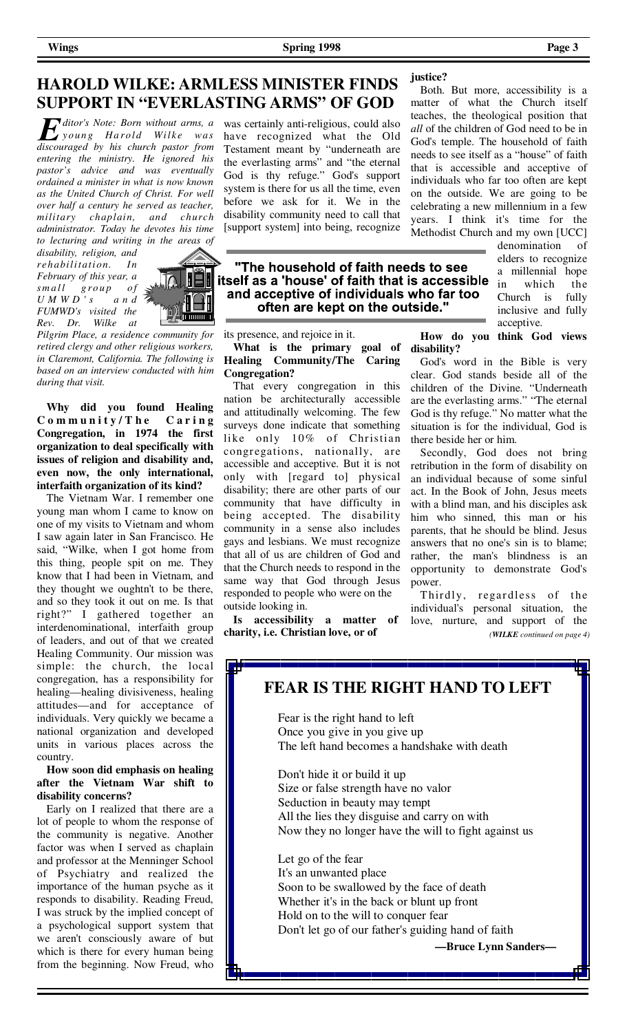## HAROLD WILKE: ARMLESS MINISTER FINDS SUPPORT IN "EVERLASTING ARMS" OF GOD

*Editor's Note: Born without arms, a young Harold Wilke was discouraged by his church pastor from entering the ministry. He ignored his pastor's advice and was eventually ordained a minister in what is now known as the United Church of Christ. For well over half a century he served as teacher, military chaplain, and church administrator. Today he devotes his time to lecturing and writing in the areas of disability, religion, and rehabilitation. In February of this year, a small group of UMWD's and FUMWD's visited the Rev. Dr. Wilke at Pilgrim Place, a residence community for retired clergy and other religious workers, in Claremont, California. The following is based on an interview conducted with him during that visit.*

**Why did you found Healing Community/The Caring Congregation, in 1974 the first organization to deal specifically with issues of religion and disability and, even now, the only international, interfaith organization of its kind?**

The Vietnam War. I remember one young man whom I came to know on one of my visits to Vietnam and whom I saw again later in San Francisco. He said, "Wilke, when I got home from this thing, people spit on me. They know that I had been in Vietnam, and they thought we oughtn't to be there, and so they took it out on me. Is that right?" I gathered together an interdenominational, interfaith group of leaders, and out of that we created Healing Community. Our mission was simple: the church, the local congregation, has a responsibility for healing—healing divisiveness, healing attitudes—and for acceptance of individuals. Very quickly we became a national organization and developed units in various places across the country.

**How soon did emphasis on healing after the Vietnam War shift to disability concerns?**

Early on I realized that there are a lot of people to whom the response of the community is negative. Another factor was when I served as chaplain and professor at the Menninger School of Psychiatry and realized the importance of the human psyche as it responds to disability. Reading Freud, I was struck by the implied concept of a psychological support system that we aren't consciously aware of but which is there for every human being from the beginning. Now Freud, who was certainly anti-religious, could also have recognized what the Old Testament meant by "underneath are the everlasting arms" and "the eternal God is thy refuge." God's support system is there for us all the time, even before we ask for it. We in the disability community need to call that [support system] into being, recognize its presence, and rejoice in it.

> "The household of faith needs to see itself as a 'house' of faith that is accessible and acceptive of individuals who far too often are kept on the outside."

**What is the primary goal of Healing Community/The Caring Congregation?**

That every congregation in this nation be architecturally accessible and attitudinally welcoming. The few surveys done indicate that something like only 10% of Christian congregations, nationally, are accessible and acceptive. But it is not only with [regard to] physical disability; there are other parts of our community that have difficulty in being accepted. The disability community in a sense also includes gays and lesbians. We must recognize that all of us are children of God and that the Church needs to respond in the same way that God through Jesus responded to people who were on the outside looking in.

**Is accessibility a matter of charity, i.e. Christian love, or of justice?**

Both. But more, accessibility is a matter of what the Church itself teaches, the theological position that *all* of the children of God need to be in God's temple. The household of faith needs to see itself as a "house" of faith that is accessible and acceptive of individuals who far too often are kept on the outside. We are going to be celebrating a new millennium in a few years. I think it's time for the Methodist Church and my own [UCC] denomination of elders to recognize a millennial hope in which the Church is fully inclusive and fully acceptive.

**How do you think God views disability?**

God's word in the Bible is very clear. God stands beside all of the children of the Divine. "Underneath are the everlasting arms." "The eternal God is thy refuge." No matter what the situation is for the individual, God is there beside her or him.

Secondly, God does not bring retribution in the form of disability on an individual because of some sinful act. In the Book of John, Jesus meets with a blind man, and his disciples ask him who sinned, this man or his parents, that he should be blind. Jesus answers that no one's sin is to blame; rather, the man's blindness is an opportunity to demonstrate God's power.

Thirdly, regardless of the individual's personal situation, the love, nurture, and support of the

*(**WILKE** continued on page 4)*

## FEAR IS THE RIGHT HAND TO LEFT

Fear is the right hand to left
Once you give in you give up
The left hand becomes a handshake with death

Don't hide it or build it up
Size or false strength have no valor
Seduction in beauty may tempt
All the lies they disguise and carry on with
Now they no longer have the will to fight against us

Let go of the fear
It's an unwanted place
Soon to be swallowed by the face of death
Whether it's in the back or blunt up front
Hold on to the will to conquer fear
Don't let go of our father's guiding hand of faith

**—Bruce Lynn Sanders—**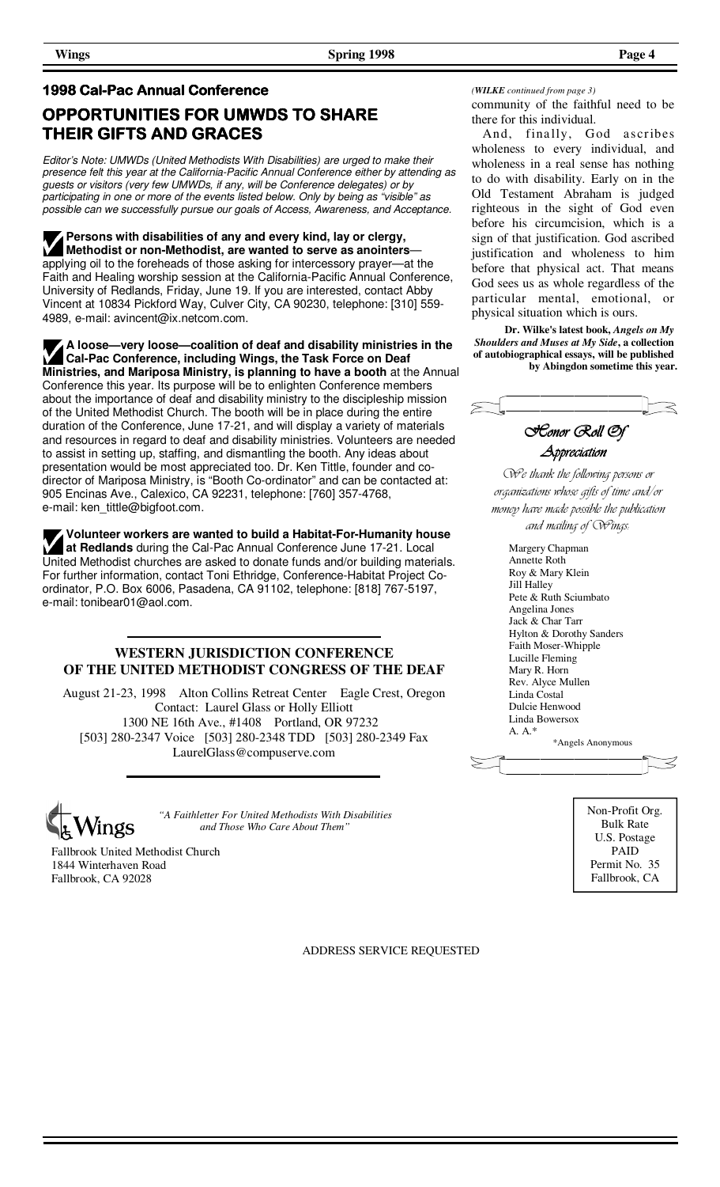## 1998 Cal-Pac Annual Conference

# OPPORTUNITIES FOR UMWDS TO SHARE THEIR GIFTS AND GRACES

*Editor's Note: UMWDs (United Methodists With Disabilities) are urged to make their presence felt this year at the California-Pacific Annual Conference either by attending as guests or visitors (very few UMWDs, if any, will be Conference delegates) or by participating in one or more of the events listed below. Only by being as "visible" as possible can we successfully pursue our goals of Access, Awareness, and Acceptance.*

✔ **Persons with disabilities of any and every kind, lay or clergy, Methodist or non-Methodist, are wanted to serve as anointers**—applying oil to the foreheads of those asking for intercessory prayer—at the Faith and Healing worship session at the California-Pacific Annual Conference, University of Redlands, Friday, June 19. If you are interested, contact Abby Vincent at 10834 Pickford Way, Culver City, CA 90230, telephone: [310] 559-4989, e-mail: avincent@ix.netcom.com.

✔ **A loose—very loose—coalition of deaf and disability ministries in the Cal-Pac Conference, including Wings, the Task Force on Deaf Ministries, and Mariposa Ministry, is planning to have a booth** at the Annual Conference this year. Its purpose will be to enlighten Conference members about the importance of deaf and disability ministry to the discipleship mission of the United Methodist Church. The booth will be in place during the entire duration of the Conference, June 17-21, and will display a variety of materials and resources in regard to deaf and disability ministries. Volunteers are needed to assist in setting up, staffing, and dismantling the booth. Any ideas about presentation would be most appreciated too. Dr. Ken Tittle, founder and co-director of Mariposa Ministry, is "Booth Co-ordinator" and can be contacted at: 905 Encinas Ave., Calexico, CA 92231, telephone: [760] 357-4768, e-mail: ken_tittle@bigfoot.com.

✔ **Volunteer workers are wanted to build a Habitat-For-Humanity house at Redlands** during the Cal-Pac Annual Conference June 17-21. Local United Methodist churches are asked to donate funds and/or building materials. For further information, contact Toni Ethridge, Conference-Habitat Project Co-ordinator, P.O. Box 6006, Pasadena, CA 91102, telephone: [818] 767-5197, e-mail: tonibear01@aol.com.

---

**WESTERN JURISDICTION CONFERENCE OF THE UNITED METHODIST CONGRESS OF THE DEAF**

August 21-23, 1998 Alton Collins Retreat Center Eagle Crest, Oregon
Contact: Laurel Glass or Holly Elliott
1300 NE 16th Ave., #1408 Portland, OR 97232
[503] 280-2347 Voice [503] 280-2348 TDD [503] 280-2349 Fax
LaurelGlass@compuserve.com

---

*(WILKE continued from page 3)*

community of the faithful need to be there for this individual.

And, finally, God ascribes wholeness to every individual, and wholeness in a real sense has nothing to do with disability. Early on in the Old Testament Abraham is judged righteous in the sight of God even before his circumcision, which is a sign of that justification. God ascribed justification and wholeness to him before that physical act. That means God sees us as whole regardless of the particular mental, emotional, or physical situation which is ours.

**Dr. Wilke's latest book, *Angels on My Shoulders and Muses at My Side*, a collection of autobiographical essays, will be published by Abingdon sometime this year.**

### *Honor Roll Of Appreciation*

*We thank the following persons or organizations whose gifts of time and/or money have made possible the publication and mailing of Wings.*

Margery Chapman
Annette Roth
Roy & Mary Klein
Jill Halley
Pete & Ruth Sciumbato
Angelina Jones
Jack & Char Tarr
Hylton & Dorothy Sanders
Faith Moser-Whipple
Lucille Fleming
Mary R. Horn
Rev. Alyce Mullen
Linda Costal
Dulcie Henwood
Linda Bowersox
A. A.*

*Angels Anonymous

---

Wings

*"A Faithletter For United Methodists With Disabilities and Those Who Care About Them"*

Fallbrook United Methodist Church
1844 Winterhaven Road
Fallbrook, CA 92028

Non-Profit Org.
Bulk Rate
U.S. Postage
PAID
Permit No. 35
Fallbrook, CA

ADDRESS SERVICE REQUESTED